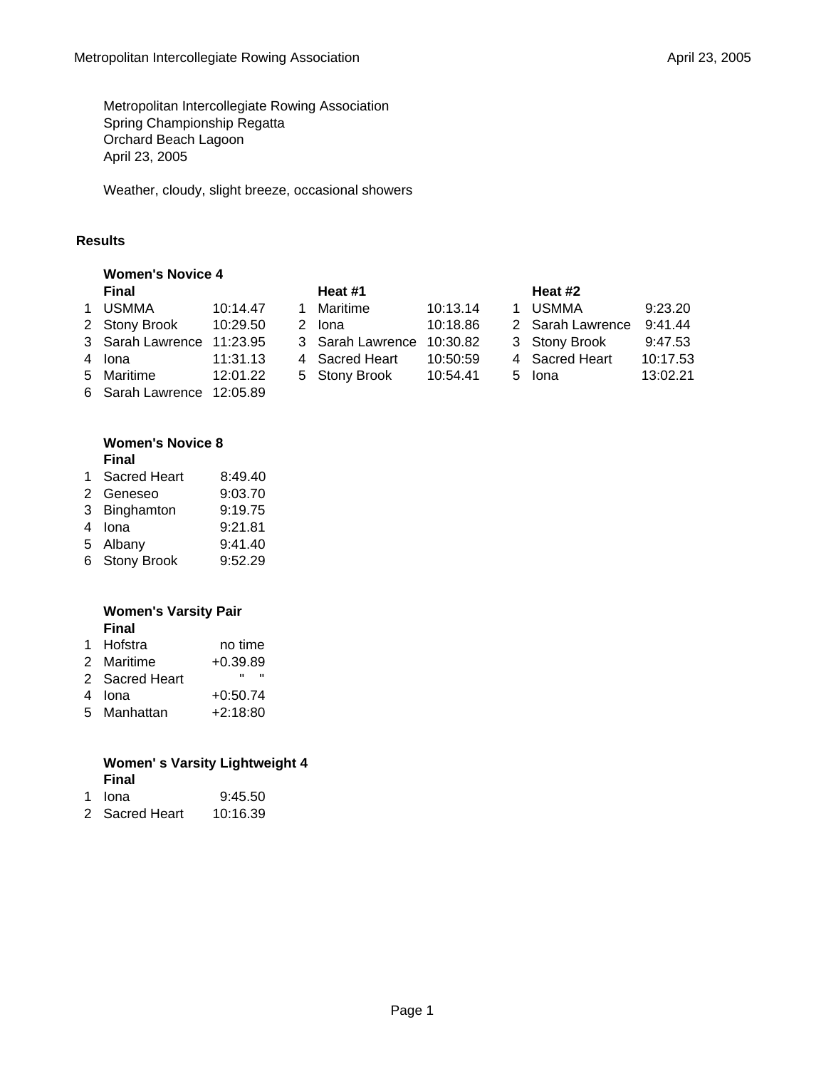Metropolitan Intercollegiate Rowing Association
Spring Championship Regatta
Orchard Beach Lagoon
April 23, 2005

Weather, cloudy, slight breeze, occasional showers

## Results

### Women's Novice 4

**Final**

| | | |
|---|---|---|
| 1 | USMMA | 10:14.47 |
| 2 | Stony Brook | 10:29.50 |
| 3 | Sarah Lawrence | 11:23.95 |
| 4 | Iona | 11:31.13 |
| 5 | Maritime | 12:01.22 |
| 6 | Sarah Lawrence | 12:05.89 |

**Heat #1**

| | | |
|---|---|---|
| 1 | Maritime | 10:13.14 |
| 2 | Iona | 10:18.86 |
| 3 | Sarah Lawrence | 10:30.82 |
| 4 | Sacred Heart | 10:50:59 |
| 5 | Stony Brook | 10:54.41 |

**Heat #2**

| | | |
|---|---|---|
| 1 | USMMA | 9:23.20 |
| 2 | Sarah Lawrence | 9:41.44 |
| 3 | Stony Brook | 9:47.53 |
| 4 | Sacred Heart | 10:17.53 |
| 5 | Iona | 13:02.21 |

### Women's Novice 8

**Final**

| | | |
|---|---|---|
| 1 | Sacred Heart | 8:49.40 |
| 2 | Geneseo | 9:03.70 |
| 3 | Binghamton | 9:19.75 |
| 4 | Iona | 9:21.81 |
| 5 | Albany | 9:41.40 |
| 6 | Stony Brook | 9:52.29 |

### Women's Varsity Pair

**Final**

| | | |
|---|---|---|
| 1 | Hofstra | no time |
| 2 | Maritime | +0.39.89 |
| 2 | Sacred Heart | " " |
| 4 | Iona | +0:50.74 |
| 5 | Manhattan | +2:18:80 |

### Women' s Varsity Lightweight 4

**Final**

| | | |
|---|---|---|
| 1 | Iona | 9:45.50 |
| 2 | Sacred Heart | 10:16.39 |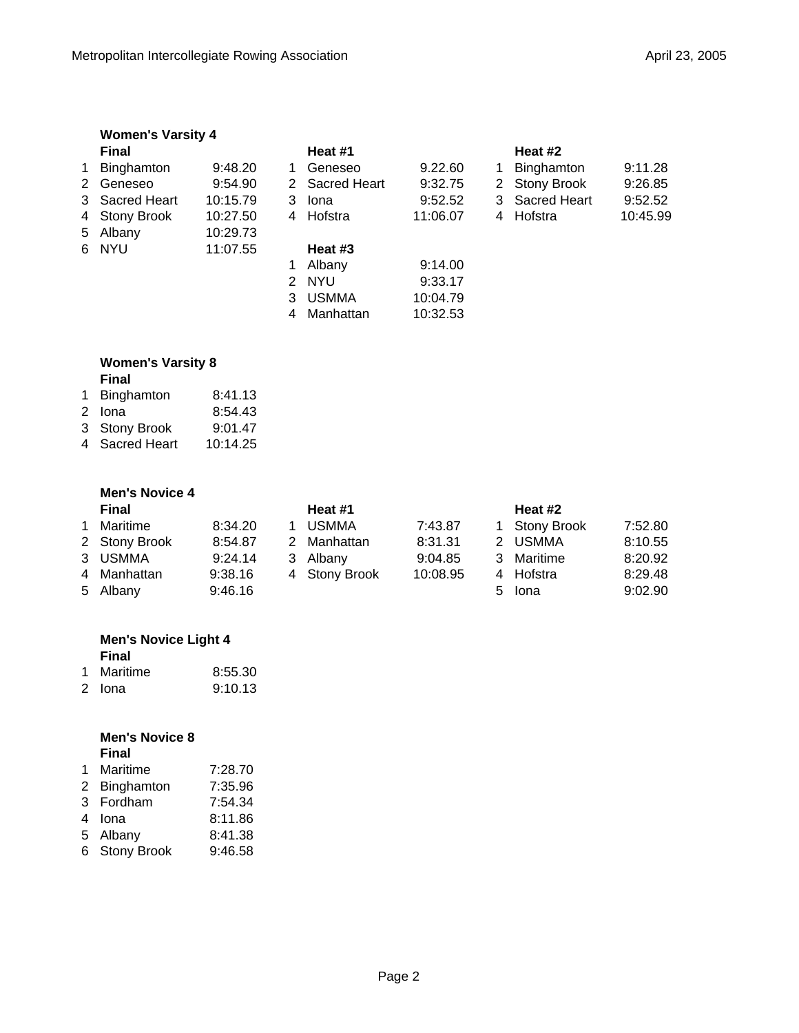## Women's Varsity 4

**Final**

| | Team | Time |
|---|---|---|
| 1 | Binghamton | 9:48.20 |
| 2 | Geneseo | 9:54.90 |
| 3 | Sacred Heart | 10:15.79 |
| 4 | Stony Brook | 10:27.50 |
| 5 | Albany | 10:29.73 |
| 6 | NYU | 11:07.55 |

**Heat #1**

| | Team | Time |
|---|---|---|
| 1 | Geneseo | 9.22.60 |
| 2 | Sacred Heart | 9:32.75 |
| 3 | Iona | 9:52.52 |
| 4 | Hofstra | 11:06.07 |

**Heat #2**

| | Team | Time |
|---|---|---|
| 1 | Binghamton | 9:11.28 |
| 2 | Stony Brook | 9:26.85 |
| 3 | Sacred Heart | 9:52.52 |
| 4 | Hofstra | 10:45.99 |

**Heat #3**

| | Team | Time |
|---|---|---|
| 1 | Albany | 9:14.00 |
| 2 | NYU | 9:33.17 |
| 3 | USMMA | 10:04.79 |
| 4 | Manhattan | 10:32.53 |

## Women's Varsity 8

**Final**

| | Team | Time |
|---|---|---|
| 1 | Binghamton | 8:41.13 |
| 2 | Iona | 8:54.43 |
| 3 | Stony Brook | 9:01.47 |
| 4 | Sacred Heart | 10:14.25 |

## Men's Novice 4

**Final**

| | Team | Time |
|---|---|---|
| 1 | Maritime | 8:34.20 |
| 2 | Stony Brook | 8:54.87 |
| 3 | USMMA | 9:24.14 |
| 4 | Manhattan | 9:38.16 |
| 5 | Albany | 9:46.16 |

**Heat #1**

| | Team | Time |
|---|---|---|
| 1 | USMMA | 7:43.87 |
| 2 | Manhattan | 8:31.31 |
| 3 | Albany | 9:04.85 |
| 4 | Stony Brook | 10:08.95 |

**Heat #2**

| | Team | Time |
|---|---|---|
| 1 | Stony Brook | 7:52.80 |
| 2 | USMMA | 8:10.55 |
| 3 | Maritime | 8:20.92 |
| 4 | Hofstra | 8:29.48 |
| 5 | Iona | 9:02.90 |

## Men's Novice Light 4

**Final**

| | Team | Time |
|---|---|---|
| 1 | Maritime | 8:55.30 |
| 2 | Iona | 9:10.13 |

## Men's Novice 8

**Final**

| | Team | Time |
|---|---|---|
| 1 | Maritime | 7:28.70 |
| 2 | Binghamton | 7:35.96 |
| 3 | Fordham | 7:54.34 |
| 4 | Iona | 8:11.86 |
| 5 | Albany | 8:41.38 |
| 6 | Stony Brook | 9:46.58 |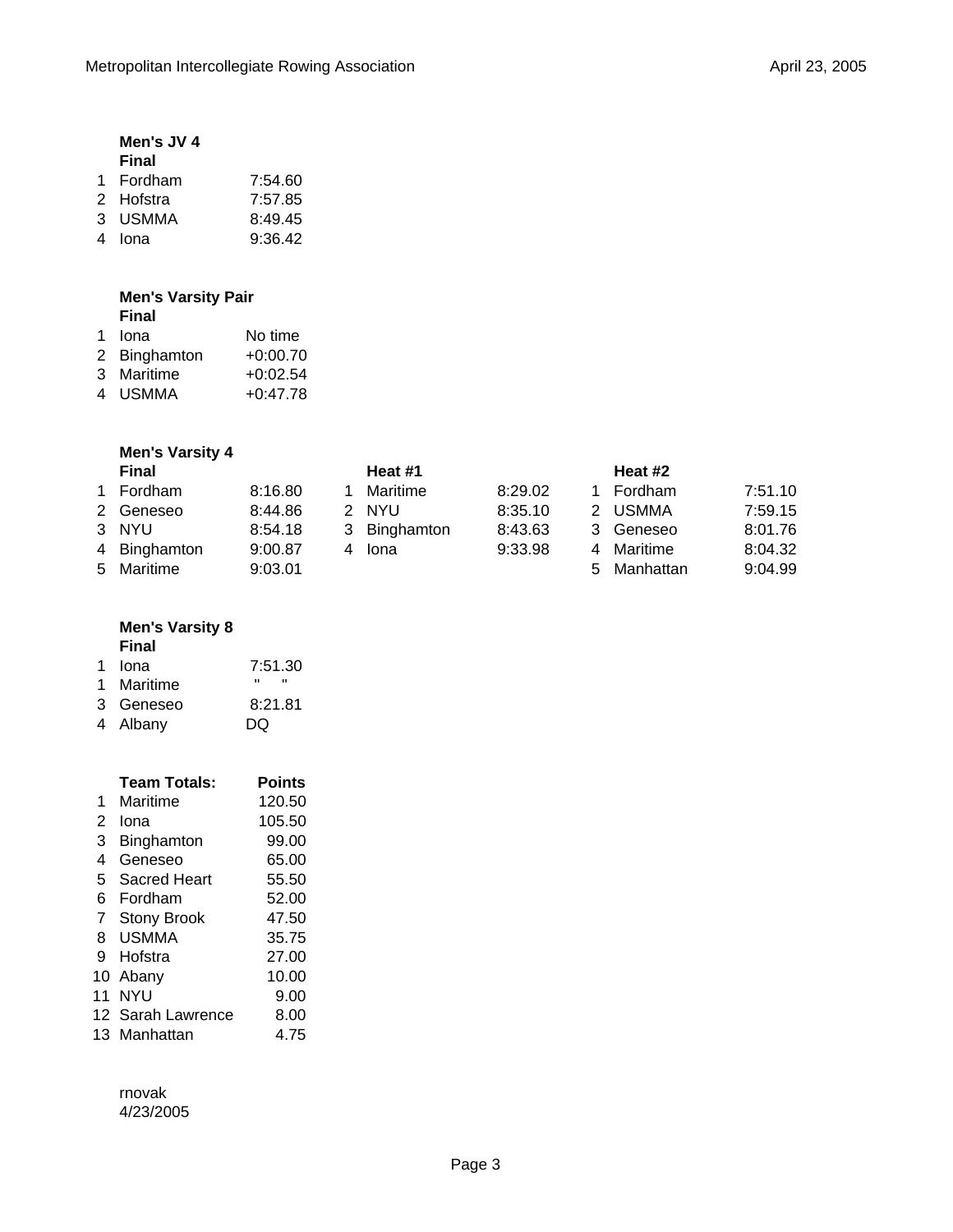### Men's JV 4

**Final**

| | | |
|---|---|---|
| 1 | Fordham | 7:54.60 |
| 2 | Hofstra | 7:57.85 |
| 3 | USMMA | 8:49.45 |
| 4 | Iona | 9:36.42 |

### Men's Varsity Pair

**Final**

| | | |
|---|---|---|
| 1 | Iona | No time |
| 2 | Binghamton | +0:00.70 |
| 3 | Maritime | +0:02.54 |
| 4 | USMMA | +0:47.78 |

### Men's Varsity 4

**Final**

| | | |
|---|---|---|
| 1 | Fordham | 8:16.80 |
| 2 | Geneseo | 8:44.86 |
| 3 | NYU | 8:54.18 |
| 4 | Binghamton | 9:00.87 |
| 5 | Maritime | 9:03.01 |

**Heat #1**

| | | |
|---|---|---|
| 1 | Maritime | 8:29.02 |
| 2 | NYU | 8:35.10 |
| 3 | Binghamton | 8:43.63 |
| 4 | Iona | 9:33.98 |

**Heat #2**

| | | |
|---|---|---|
| 1 | Fordham | 7:51.10 |
| 2 | USMMA | 7:59.15 |
| 3 | Geneseo | 8:01.76 |
| 4 | Maritime | 8:04.32 |
| 5 | Manhattan | 9:04.99 |

### Men's Varsity 8

**Final**

| | | |
|---|---|---|
| 1 | Iona | 7:51.30 |
| 1 | Maritime | " " |
| 3 | Geneseo | 8:21.81 |
| 4 | Albany | DQ |

| | Team Totals: | Points |
|---|---|---|
| 1 | Maritime | 120.50 |
| 2 | Iona | 105.50 |
| 3 | Binghamton | 99.00 |
| 4 | Geneseo | 65.00 |
| 5 | Sacred Heart | 55.50 |
| 6 | Fordham | 52.00 |
| 7 | Stony Brook | 47.50 |
| 8 | USMMA | 35.75 |
| 9 | Hofstra | 27.00 |
| 10 | Abany | 10.00 |
| 11 | NYU | 9.00 |
| 12 | Sarah Lawrence | 8.00 |
| 13 | Manhattan | 4.75 |

rnovak
4/23/2005